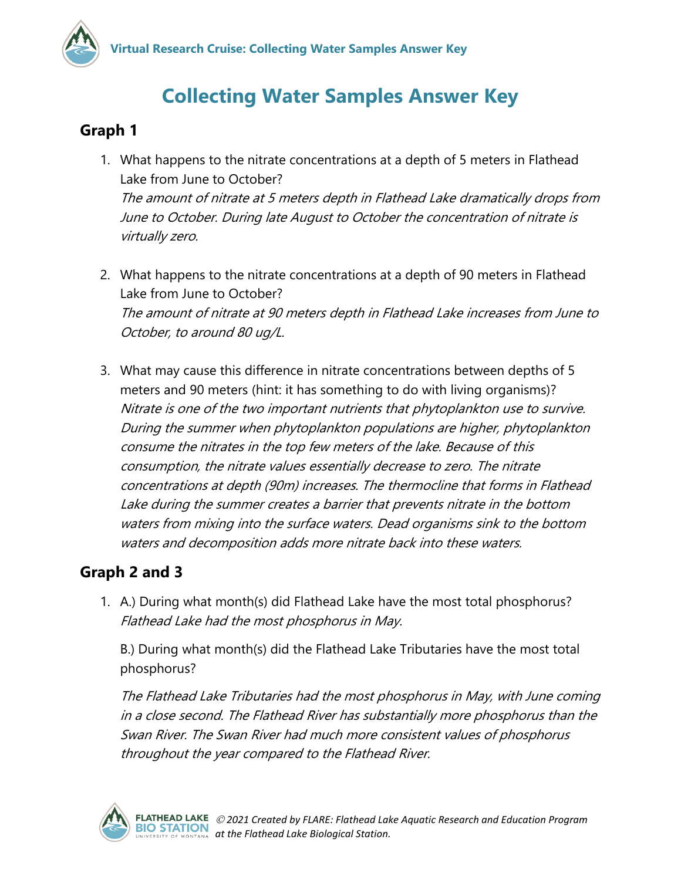# Collecting Water Samples Answer Key

## Graph 1

1. What happens to the nitrate concentrations at a depth of 5 meters in Flathead Lake from June to October?
   *The amount of nitrate at 5 meters depth in Flathead Lake dramatically drops from June to October. During late August to October the concentration of nitrate is virtually zero.*

2. What happens to the nitrate concentrations at a depth of 90 meters in Flathead Lake from June to October?
   *The amount of nitrate at 90 meters depth in Flathead Lake increases from June to October, to around 80 ug/L.*

3. What may cause this difference in nitrate concentrations between depths of 5 meters and 90 meters (hint: it has something to do with living organisms)?
   *Nitrate is one of the two important nutrients that phytoplankton use to survive. During the summer when phytoplankton populations are higher, phytoplankton consume the nitrates in the top few meters of the lake. Because of this consumption, the nitrate values essentially decrease to zero. The nitrate concentrations at depth (90m) increases. The thermocline that forms in Flathead Lake during the summer creates a barrier that prevents nitrate in the bottom waters from mixing into the surface waters. Dead organisms sink to the bottom waters and decomposition adds more nitrate back into these waters.*

## Graph 2 and 3

1. A.) During what month(s) did Flathead Lake have the most total phosphorus?
   *Flathead Lake had the most phosphorus in May.*

   B.) During what month(s) did the Flathead Lake Tributaries have the most total phosphorus?

   *The Flathead Lake Tributaries had the most phosphorus in May, with June coming in a close second. The Flathead River has substantially more phosphorus than the Swan River. The Swan River had much more consistent values of phosphorus throughout the year compared to the Flathead River.*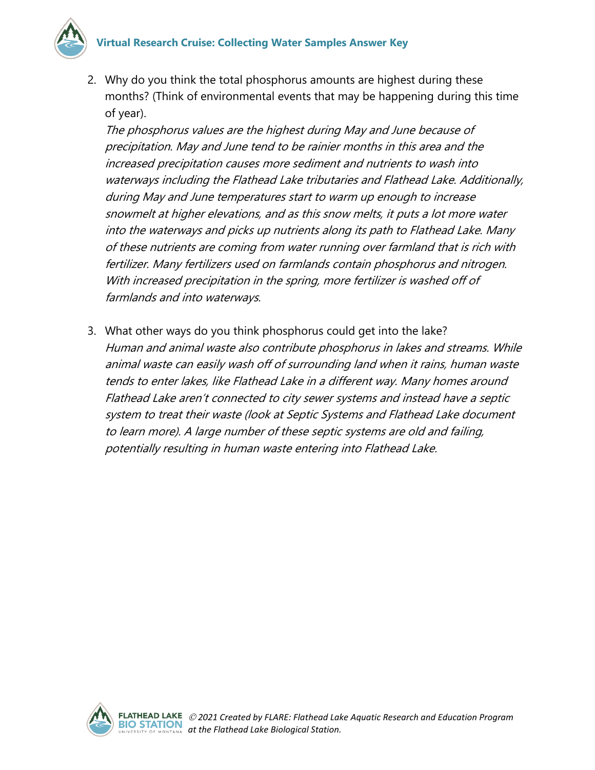2. Why do you think the total phosphorus amounts are highest during these months? (Think of environmental events that may be happening during this time of year).

   *The phosphorus values are the highest during May and June because of precipitation. May and June tend to be rainier months in this area and the increased precipitation causes more sediment and nutrients to wash into waterways including the Flathead Lake tributaries and Flathead Lake. Additionally, during May and June temperatures start to warm up enough to increase snowmelt at higher elevations, and as this snow melts, it puts a lot more water into the waterways and picks up nutrients along its path to Flathead Lake. Many of these nutrients are coming from water running over farmland that is rich with fertilizer. Many fertilizers used on farmlands contain phosphorus and nitrogen. With increased precipitation in the spring, more fertilizer is washed off of farmlands and into waterways.*

3. What other ways do you think phosphorus could get into the lake?

   *Human and animal waste also contribute phosphorus in lakes and streams. While animal waste can easily wash off of surrounding land when it rains, human waste tends to enter lakes, like Flathead Lake in a different way. Many homes around Flathead Lake aren't connected to city sewer systems and instead have a septic system to treat their waste (look at Septic Systems and Flathead Lake document to learn more). A large number of these septic systems are old and failing, potentially resulting in human waste entering into Flathead Lake.*